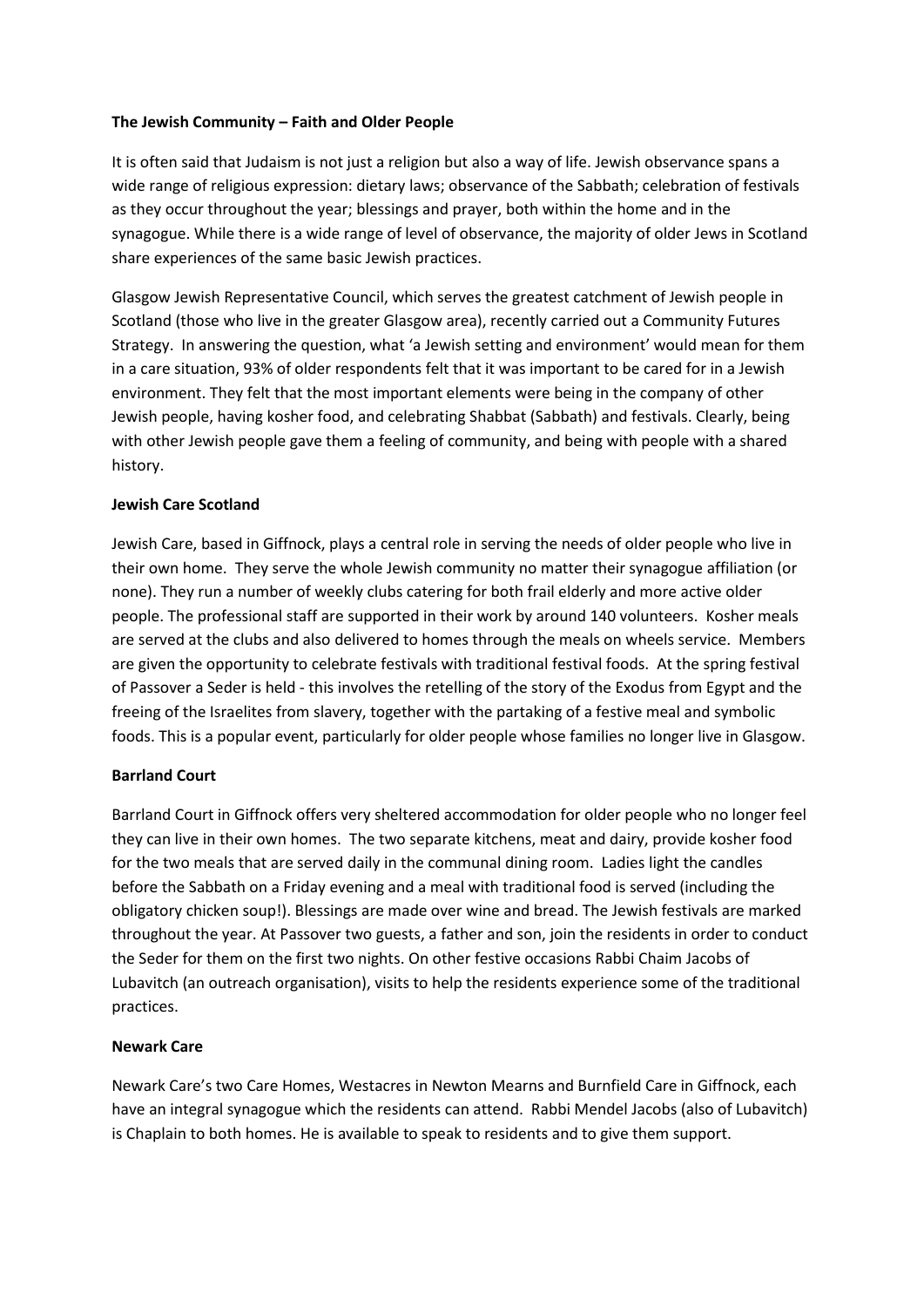**The Jewish Community – Faith and Older People**

It is often said that Judaism is not just a religion but also a way of life. Jewish observance spans a wide range of religious expression: dietary laws; observance of the Sabbath; celebration of festivals as they occur throughout the year; blessings and prayer, both within the home and in the synagogue. While there is a wide range of level of observance, the majority of older Jews in Scotland share experiences of the same basic Jewish practices.

Glasgow Jewish Representative Council, which serves the greatest catchment of Jewish people in Scotland (those who live in the greater Glasgow area), recently carried out a Community Futures Strategy. In answering the question, what 'a Jewish setting and environment' would mean for them in a care situation, 93% of older respondents felt that it was important to be cared for in a Jewish environment. They felt that the most important elements were being in the company of other Jewish people, having kosher food, and celebrating Shabbat (Sabbath) and festivals. Clearly, being with other Jewish people gave them a feeling of community, and being with people with a shared history.

**Jewish Care Scotland**

Jewish Care, based in Giffnock, plays a central role in serving the needs of older people who live in their own home. They serve the whole Jewish community no matter their synagogue affiliation (or none). They run a number of weekly clubs catering for both frail elderly and more active older people. The professional staff are supported in their work by around 140 volunteers. Kosher meals are served at the clubs and also delivered to homes through the meals on wheels service. Members are given the opportunity to celebrate festivals with traditional festival foods. At the spring festival of Passover a Seder is held - this involves the retelling of the story of the Exodus from Egypt and the freeing of the Israelites from slavery, together with the partaking of a festive meal and symbolic foods. This is a popular event, particularly for older people whose families no longer live in Glasgow.

**Barrland Court**

Barrland Court in Giffnock offers very sheltered accommodation for older people who no longer feel they can live in their own homes. The two separate kitchens, meat and dairy, provide kosher food for the two meals that are served daily in the communal dining room. Ladies light the candles before the Sabbath on a Friday evening and a meal with traditional food is served (including the obligatory chicken soup!). Blessings are made over wine and bread. The Jewish festivals are marked throughout the year. At Passover two guests, a father and son, join the residents in order to conduct the Seder for them on the first two nights. On other festive occasions Rabbi Chaim Jacobs of Lubavitch (an outreach organisation), visits to help the residents experience some of the traditional practices.

**Newark Care**

Newark Care's two Care Homes, Westacres in Newton Mearns and Burnfield Care in Giffnock, each have an integral synagogue which the residents can attend. Rabbi Mendel Jacobs (also of Lubavitch) is Chaplain to both homes. He is available to speak to residents and to give them support.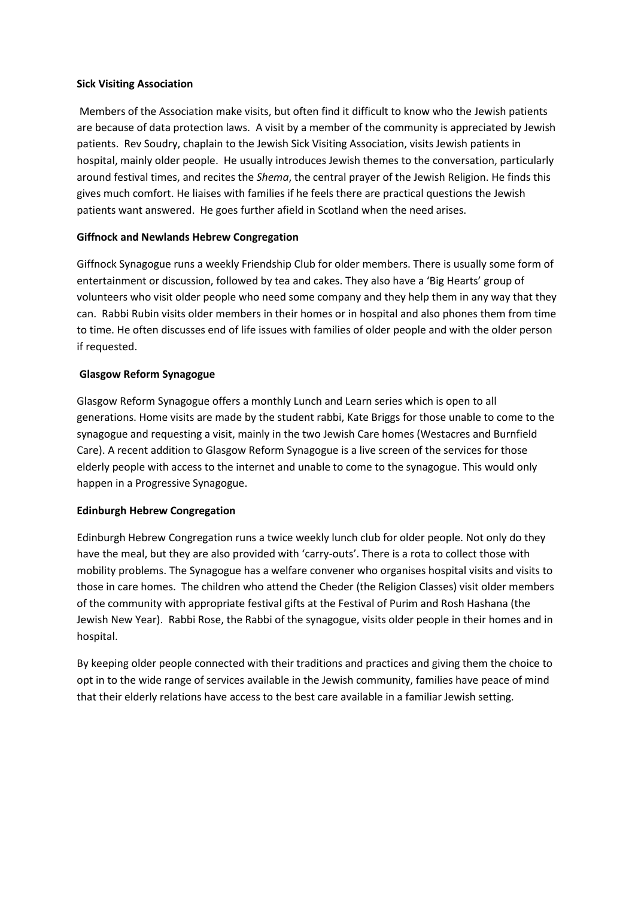**Sick Visiting Association**

Members of the Association make visits, but often find it difficult to know who the Jewish patients are because of data protection laws. A visit by a member of the community is appreciated by Jewish patients. Rev Soudry, chaplain to the Jewish Sick Visiting Association, visits Jewish patients in hospital, mainly older people. He usually introduces Jewish themes to the conversation, particularly around festival times, and recites the *Shema*, the central prayer of the Jewish Religion. He finds this gives much comfort. He liaises with families if he feels there are practical questions the Jewish patients want answered. He goes further afield in Scotland when the need arises.

**Giffnock and Newlands Hebrew Congregation**

Giffnock Synagogue runs a weekly Friendship Club for older members. There is usually some form of entertainment or discussion, followed by tea and cakes. They also have a 'Big Hearts' group of volunteers who visit older people who need some company and they help them in any way that they can. Rabbi Rubin visits older members in their homes or in hospital and also phones them from time to time. He often discusses end of life issues with families of older people and with the older person if requested.

**Glasgow Reform Synagogue**

Glasgow Reform Synagogue offers a monthly Lunch and Learn series which is open to all generations. Home visits are made by the student rabbi, Kate Briggs for those unable to come to the synagogue and requesting a visit, mainly in the two Jewish Care homes (Westacres and Burnfield Care). A recent addition to Glasgow Reform Synagogue is a live screen of the services for those elderly people with access to the internet and unable to come to the synagogue. This would only happen in a Progressive Synagogue.

**Edinburgh Hebrew Congregation**

Edinburgh Hebrew Congregation runs a twice weekly lunch club for older people. Not only do they have the meal, but they are also provided with 'carry-outs'. There is a rota to collect those with mobility problems. The Synagogue has a welfare convener who organises hospital visits and visits to those in care homes. The children who attend the Cheder (the Religion Classes) visit older members of the community with appropriate festival gifts at the Festival of Purim and Rosh Hashana (the Jewish New Year). Rabbi Rose, the Rabbi of the synagogue, visits older people in their homes and in hospital.

By keeping older people connected with their traditions and practices and giving them the choice to opt in to the wide range of services available in the Jewish community, families have peace of mind that their elderly relations have access to the best care available in a familiar Jewish setting.